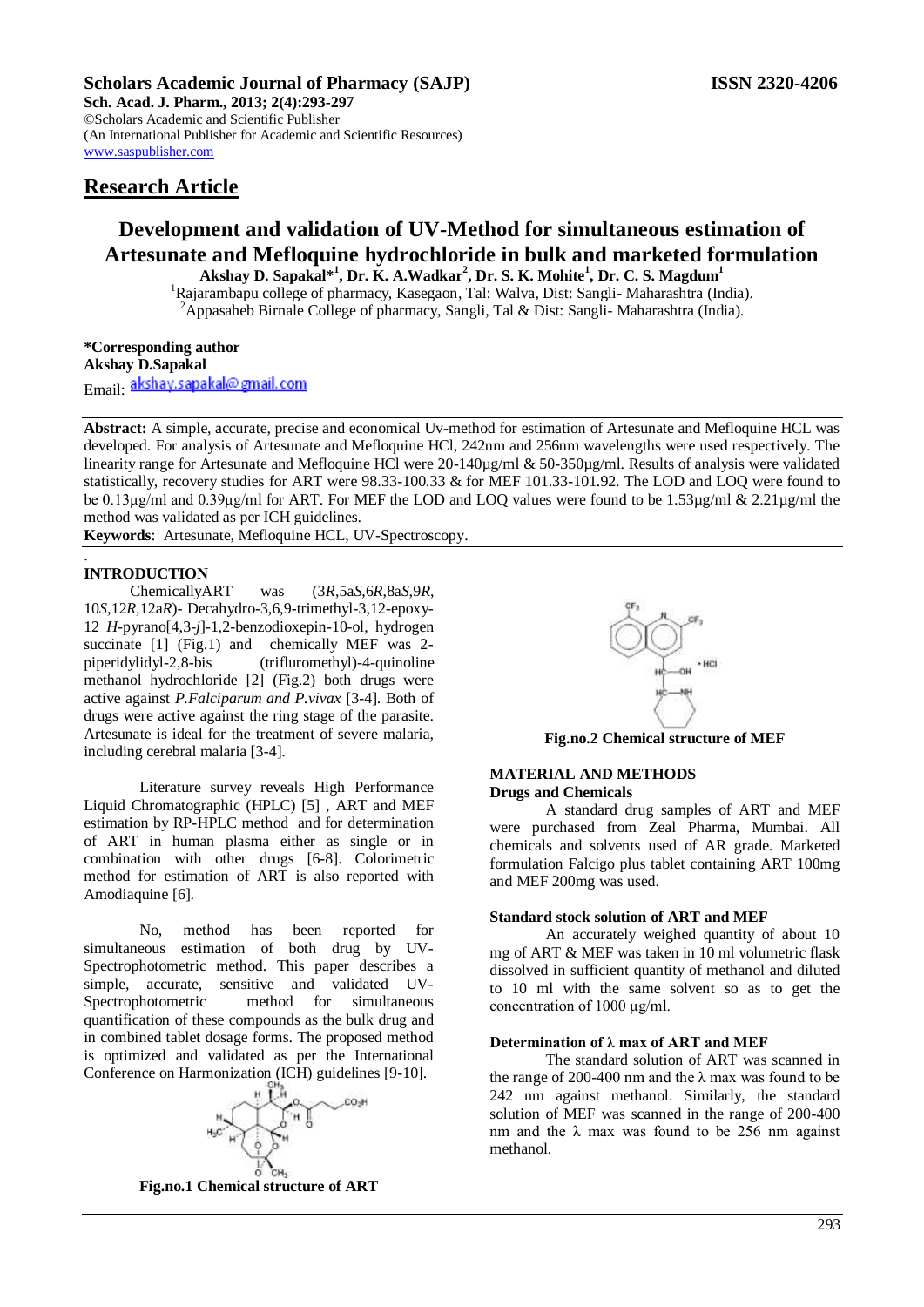# Scholars Academic Journal of Pharmacy (SAJP)

**ISSN 2320-4206**

**Sch. Acad. J. Pharm., 2013; 2(4):293-297**
©Scholars Academic and Scientific Publisher
(An International Publisher for Academic and Scientific Resources)
www.saspublisher.com

## Research Article

# Development and validation of UV-Method for simultaneous estimation of Artesunate and Mefloquine hydrochloride in bulk and marketed formulation

**Akshay D. Sapakal*[1], Dr. K. A.Wadkar[2], Dr. S. K. Mohite[1], Dr. C. S. Magdum[1]**

[1]Rajarambapu college of pharmacy, Kasegaon, Tal: Walva, Dist: Sangli- Maharashtra (India).
[2]Appasaheb Birnale College of pharmacy, Sangli, Tal & Dist: Sangli- Maharashtra (India).

**\*Corresponding author**
**Akshay D.Sapakal**
Email: akshay.sapakal@gmail.com

**Abstract:** A simple, accurate, precise and economical Uv-method for estimation of Artesunate and Mefloquine HCL was developed. For analysis of Artesunate and Mefloquine HCl, 242nm and 256nm wavelengths were used respectively. The linearity range for Artesunate and Mefloquine HCl were 20-140μg/ml & 50-350μg/ml. Results of analysis were validated statistically, recovery studies for ART were 98.33-100.33 & for MEF 101.33-101.92. The LOD and LOQ were found to be 0.13μg/ml and 0.39μg/ml for ART. For MEF the LOD and LOQ values were found to be 1.53μg/ml & 2.21μg/ml the method was validated as per ICH guidelines.

**Keywords**: Artesunate, Mefloquine HCL, UV-Spectroscopy.

## INTRODUCTION

ChemicallyART was (3*R*,5a*S*,6*R*,8a*S*,9*R*,10*S*,12*R*,12a*R*)- Decahydro-3,6,9-trimethyl-3,12-epoxy-12 *H*-pyrano[4,3-*j*]-1,2-benzodioxepin-10-ol, hydrogen succinate [1] (Fig.1) and chemically MEF was 2-piperidylidyl-2,8-bis (trifluromethyl)-4-quinoline methanol hydrochloride [2] (Fig.2) both drugs were active against *P.Falciparum and P.vivax* [3-4]. Both of drugs were active against the ring stage of the parasite. Artesunate is ideal for the treatment of severe malaria, including cerebral malaria [3-4].

Literature survey reveals High Performance Liquid Chromatographic (HPLC) [5] , ART and MEF estimation by RP-HPLC method and for determination of ART in human plasma either as single or in combination with other drugs [6-8]. Colorimetric method for estimation of ART is also reported with Amodiaquine [6].

No, method has been reported for simultaneous estimation of both drug by UV-Spectrophotometric method. This paper describes a simple, accurate, sensitive and validated UV-Spectrophotometric method for simultaneous quantification of these compounds as the bulk drug and in combined tablet dosage forms. The proposed method is optimized and validated as per the International Conference on Harmonization (ICH) guidelines [9-10].

**Fig.no.1 Chemical structure of ART**

**Fig.no.2 Chemical structure of MEF**

## MATERIAL AND METHODS

### Drugs and Chemicals

A standard drug samples of ART and MEF were purchased from Zeal Pharma, Mumbai. All chemicals and solvents used of AR grade. Marketed formulation Falcigo plus tablet containing ART 100mg and MEF 200mg was used.

### Standard stock solution of ART and MEF

An accurately weighed quantity of about 10 mg of ART & MEF was taken in 10 ml volumetric flask dissolved in sufficient quantity of methanol and diluted to 10 ml with the same solvent so as to get the concentration of 1000 μg/ml.

### Determination of λ max of ART and MEF

The standard solution of ART was scanned in the range of 200-400 nm and the λ max was found to be 242 nm against methanol. Similarly, the standard solution of MEF was scanned in the range of 200-400 nm and the λ max was found to be 256 nm against methanol.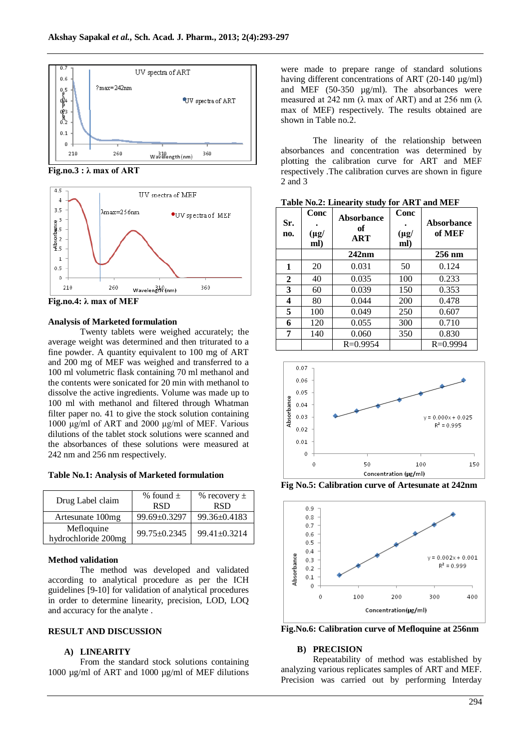Fig.no.3 : λ max of ART

Fig.no.4: λ max of MEF

**Analysis of Marketed formulation**

Twenty tablets were weighed accurately; the average weight was determined and then triturated to a fine powder. A quantity equivalent to 100 mg of ART and 200 mg of MEF was weighed and transferred to a 100 ml volumetric flask containing 70 ml methanol and the contents were sonicated for 20 min with methanol to dissolve the active ingredients. Volume was made up to 100 ml with methanol and filtered through Whatman filter paper no. 41 to give the stock solution containing 1000 µg/ml of ART and 2000 µg/ml of MEF. Various dilutions of the tablet stock solutions were scanned and the absorbances of these solutions were measured at 242 nm and 256 nm respectively.

**Table No.1: Analysis of Marketed formulation**

| Drug Label claim | % found ± RSD | % recovery ± RSD |
|---|---|---|
| Artesunate 100mg | 99.69±0.3297 | 99.36±0.4183 |
| Mefloquine hydrochloride 200mg | 99.75±0.2345 | 99.41±0.3214 |

**Method validation**

The method was developed and validated according to analytical procedure as per the ICH guidelines [9-10] for validation of analytical procedures in order to determine linearity, precision, LOD, LOQ and accuracy for the analyte .

**RESULT AND DISCUSSION**

**A) LINEARITY**

From the standard stock solutions containing 1000 µg/ml of ART and 1000 µg/ml of MEF dilutions were made to prepare range of standard solutions having different concentrations of ART (20-140 µg/ml) and MEF (50-350 µg/ml). The absorbances were measured at 242 nm (λ max of ART) and at 256 nm (λ max of MEF) respectively. The results obtained are shown in Table no.2.

The linearity of the relationship between absorbances and concentration was determined by plotting the calibration curve for ART and MEF respectively .The calibration curves are shown in figure 2 and 3

**Table No.2: Linearity study for ART and MEF**

| Sr. no. | Conc. (µg/ ml) | Absorbance of ART | Conc. (µg/ ml) | Absorbance of MEF |
|---|---|---|---|---|
| | | 242nm | | 256 nm |
| 1 | 20 | 0.031 | 50 | 0.124 |
| 2 | 40 | 0.035 | 100 | 0.233 |
| 3 | 60 | 0.039 | 150 | 0.353 |
| 4 | 80 | 0.044 | 200 | 0.478 |
| 5 | 100 | 0.049 | 250 | 0.607 |
| 6 | 120 | 0.055 | 300 | 0.710 |
| 7 | 140 | 0.060 | 350 | 0.830 |
| | | R=0.9954 | | R=0.9994 |

Fig No.5: Calibration curve of Artesunate at 242nm

Fig.No.6: Calibration curve of Mefloquine at 256nm

**B) PRECISION**

Repeatability of method was established by analyzing various replicates samples of ART and MEF. Precision was carried out by performing Interday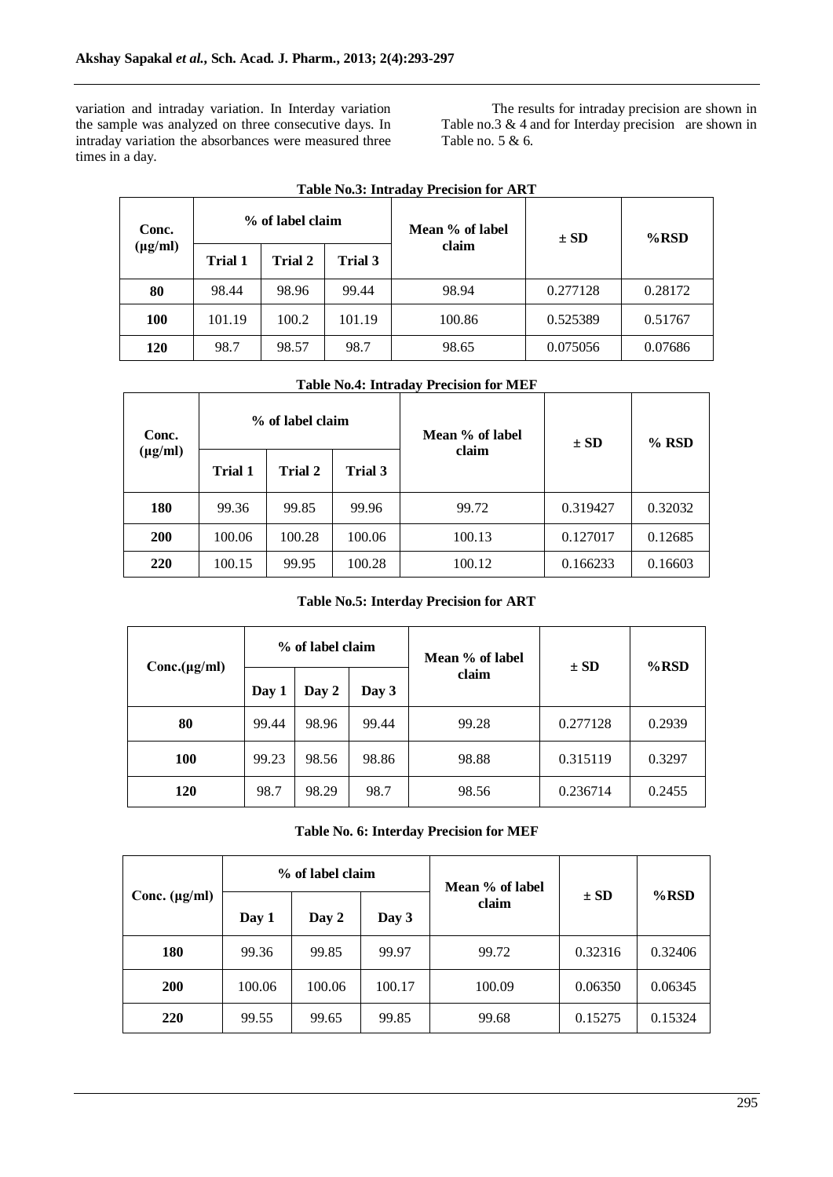variation and intraday variation. In Interday variation the sample was analyzed on three consecutive days. In intraday variation the absorbances were measured three times in a day.

The results for intraday precision are shown in Table no.3 & 4 and for Interday precision are shown in Table no. 5 & 6.

**Table No.3: Intraday Precision for ART**

| Conc. (µg/ml) | % of label claim | | | Mean % of label claim | ± SD | %RSD |
|---|---|---|---|---|---|---|
| | Trial 1 | Trial 2 | Trial 3 | | | |
| **80** | 98.44 | 98.96 | 99.44 | 98.94 | 0.277128 | 0.28172 |
| **100** | 101.19 | 100.2 | 101.19 | 100.86 | 0.525389 | 0.51767 |
| **120** | 98.7 | 98.57 | 98.7 | 98.65 | 0.075056 | 0.07686 |

**Table No.4: Intraday Precision for MEF**

| Conc. (µg/ml) | % of label claim | | | Mean % of label claim | ± SD | % RSD |
|---|---|---|---|---|---|---|
| | Trial 1 | Trial 2 | Trial 3 | | | |
| **180** | 99.36 | 99.85 | 99.96 | 99.72 | 0.319427 | 0.32032 |
| **200** | 100.06 | 100.28 | 100.06 | 100.13 | 0.127017 | 0.12685 |
| **220** | 100.15 | 99.95 | 100.28 | 100.12 | 0.166233 | 0.16603 |

**Table No.5: Interday Precision for ART**

| Conc.(µg/ml) | % of label claim | | | Mean % of label claim | ± SD | %RSD |
|---|---|---|---|---|---|---|
| | Day 1 | Day 2 | Day 3 | | | |
| **80** | 99.44 | 98.96 | 99.44 | 99.28 | 0.277128 | 0.2939 |
| **100** | 99.23 | 98.56 | 98.86 | 98.88 | 0.315119 | 0.3297 |
| **120** | 98.7 | 98.29 | 98.7 | 98.56 | 0.236714 | 0.2455 |

**Table No. 6: Interday Precision for MEF**

| Conc. (µg/ml) | % of label claim | | | Mean % of label claim | ± SD | %RSD |
|---|---|---|---|---|---|---|
| | Day 1 | Day 2 | Day 3 | | | |
| **180** | 99.36 | 99.85 | 99.97 | 99.72 | 0.32316 | 0.32406 |
| **200** | 100.06 | 100.06 | 100.17 | 100.09 | 0.06350 | 0.06345 |
| **220** | 99.55 | 99.65 | 99.85 | 99.68 | 0.15275 | 0.15324 |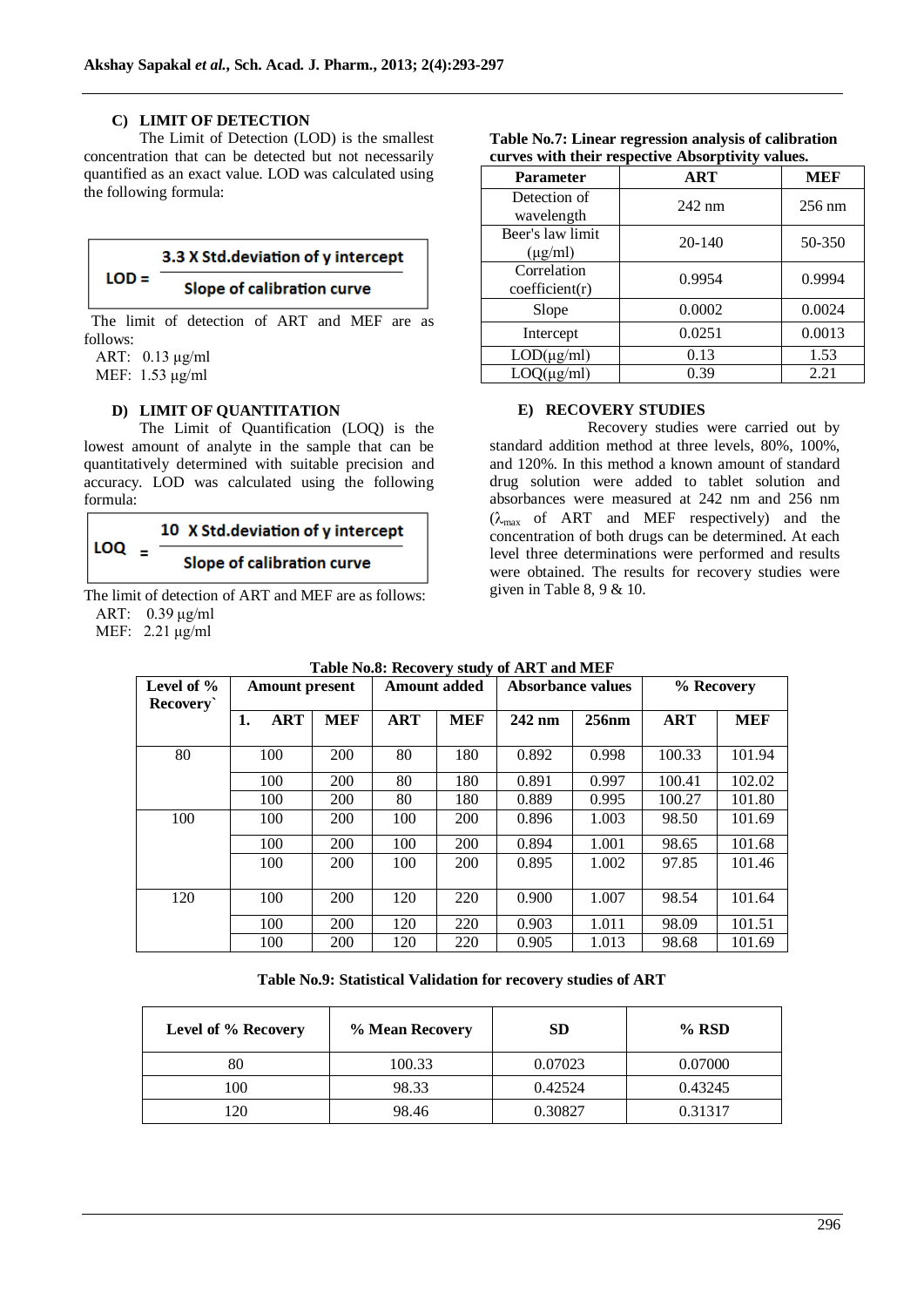### C) LIMIT OF DETECTION

The Limit of Detection (LOD) is the smallest concentration that can be detected but not necessarily quantified as an exact value. LOD was calculated using the following formula:

$$LOD = \frac{3.3 \text{ X Std.deviation of y intercept}}{\text{Slope of calibration curve}}$$

The limit of detection of ART and MEF are as follows:

ART: 0.13 µg/ml
MEF: 1.53 µg/ml

### D) LIMIT OF QUANTITATION

The Limit of Quantification (LOQ) is the lowest amount of analyte in the sample that can be quantitatively determined with suitable precision and accuracy. LOD was calculated using the following formula:

$$LOQ = \frac{10 \text{ X Std.deviation of y intercept}}{\text{Slope of calibration curve}}$$

The limit of detection of ART and MEF are as follows:

ART: 0.39 µg/ml
MEF: 2.21 µg/ml

**Table No.7: Linear regression analysis of calibration curves with their respective Absorptivity values.**

| Parameter | ART | MEF |
|---|---|---|
| Detection of wavelength | 242 nm | 256 nm |
| Beer's law limit (µg/ml) | 20-140 | 50-350 |
| Correlation coefficient(r) | 0.9954 | 0.9994 |
| Slope | 0.0002 | 0.0024 |
| Intercept | 0.0251 | 0.0013 |
| LOD(µg/ml) | 0.13 | 1.53 |
| LOQ(µg/ml) | 0.39 | 2.21 |

### E) RECOVERY STUDIES

Recovery studies were carried out by standard addition method at three levels, 80%, 100%, and 120%. In this method a known amount of standard drug solution were added to tablet solution and absorbances were measured at 242 nm and 256 nm ($\lambda_{max}$ of ART and MEF respectively) and the concentration of both drugs can be determined. At each level three determinations were performed and results were obtained. The results for recovery studies were given in Table 8, 9 & 10.

**Table No.8: Recovery study of ART and MEF**

| Level of % Recovery` | Amount present | | Amount added | | Absorbance values | | % Recovery | |
|---|---|---|---|---|---|---|---|---|
| | 1. ART | MEF | ART | MEF | 242 nm | 256nm | ART | MEF |
| 80 | 100 | 200 | 80 | 180 | 0.892 | 0.998 | 100.33 | 101.94 |
| | 100 | 200 | 80 | 180 | 0.891 | 0.997 | 100.41 | 102.02 |
| | 100 | 200 | 80 | 180 | 0.889 | 0.995 | 100.27 | 101.80 |
| 100 | 100 | 200 | 100 | 200 | 0.896 | 1.003 | 98.50 | 101.69 |
| | 100 | 200 | 100 | 200 | 0.894 | 1.001 | 98.65 | 101.68 |
| | 100 | 200 | 100 | 200 | 0.895 | 1.002 | 97.85 | 101.46 |
| 120 | 100 | 200 | 120 | 220 | 0.900 | 1.007 | 98.54 | 101.64 |
| | 100 | 200 | 120 | 220 | 0.903 | 1.011 | 98.09 | 101.51 |
| | 100 | 200 | 120 | 220 | 0.905 | 1.013 | 98.68 | 101.69 |

**Table No.9: Statistical Validation for recovery studies of ART**

| Level of % Recovery | % Mean Recovery | SD | % RSD |
|---|---|---|---|
| 80 | 100.33 | 0.07023 | 0.07000 |
| 100 | 98.33 | 0.42524 | 0.43245 |
| 120 | 98.46 | 0.30827 | 0.31317 |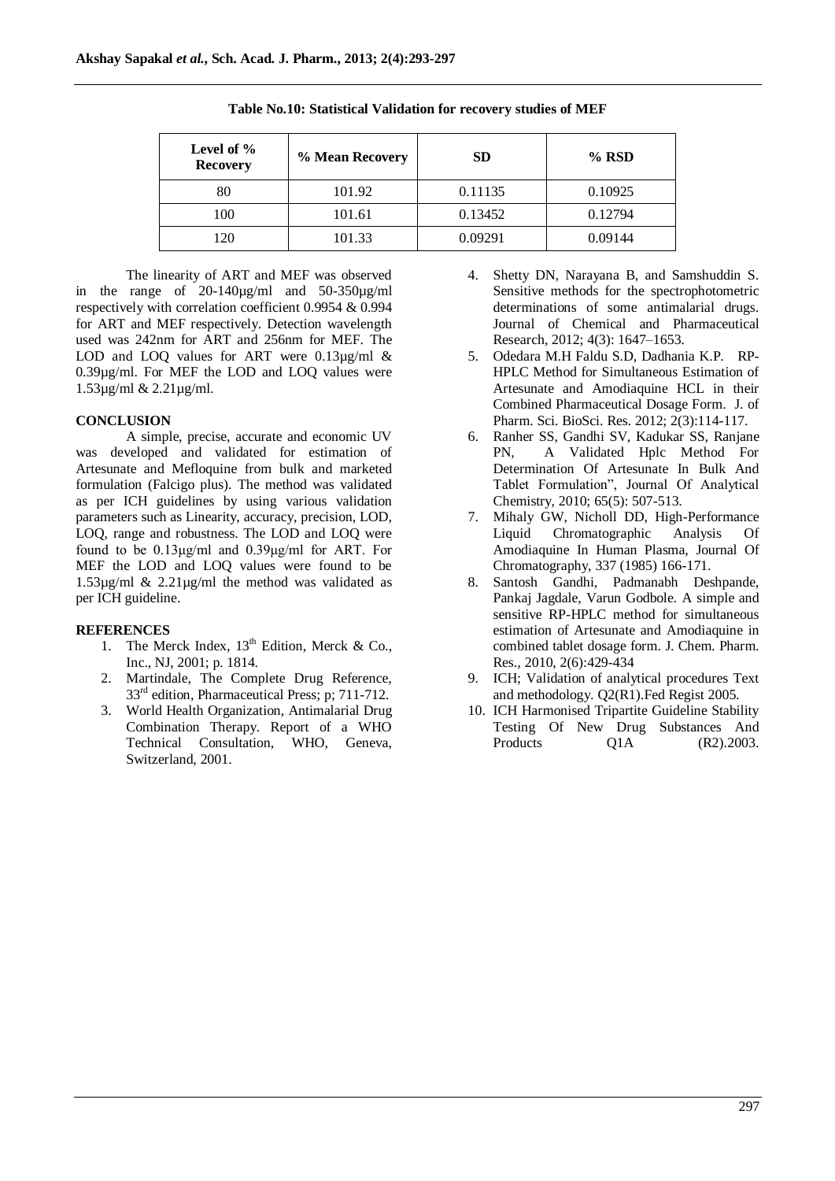**Table No.10: Statistical Validation for recovery studies of MEF**

| Level of % Recovery | % Mean Recovery | SD | % RSD |
|---|---|---|---|
| 80 | 101.92 | 0.11135 | 0.10925 |
| 100 | 101.61 | 0.13452 | 0.12794 |
| 120 | 101.33 | 0.09291 | 0.09144 |

The linearity of ART and MEF was observed in the range of 20-140µg/ml and 50-350µg/ml respectively with correlation coefficient 0.9954 & 0.994 for ART and MEF respectively. Detection wavelength used was 242nm for ART and 256nm for MEF. The LOD and LOQ values for ART were 0.13µg/ml & 0.39µg/ml. For MEF the LOD and LOQ values were 1.53µg/ml & 2.21µg/ml.

## CONCLUSION

A simple, precise, accurate and economic UV was developed and validated for estimation of Artesunate and Mefloquine from bulk and marketed formulation (Falcigo plus). The method was validated as per ICH guidelines by using various validation parameters such as Linearity, accuracy, precision, LOD, LOQ, range and robustness. The LOD and LOQ were found to be 0.13µg/ml and 0.39µg/ml for ART. For MEF the LOD and LOQ values were found to be 1.53µg/ml & 2.21µg/ml the method was validated as per ICH guideline.

## REFERENCES

1. The Merck Index, 13th Edition, Merck & Co., Inc., NJ, 2001; p. 1814.
2. Martindale, The Complete Drug Reference, 33rd edition, Pharmaceutical Press; p; 711-712.
3. World Health Organization, Antimalarial Drug Combination Therapy. Report of a WHO Technical Consultation, WHO, Geneva, Switzerland, 2001.
4. Shetty DN, Narayana B, and Samshuddin S. Sensitive methods for the spectrophotometric determinations of some antimalarial drugs. Journal of Chemical and Pharmaceutical Research, 2012; 4(3): 1647–1653.
5. Odedara M.H Faldu S.D, Dadhania K.P. RP-HPLC Method for Simultaneous Estimation of Artesunate and Amodiaquine HCL in their Combined Pharmaceutical Dosage Form. J. of Pharm. Sci. BioSci. Res. 2012; 2(3):114-117.
6. Ranher SS, Gandhi SV, Kadukar SS, Ranjane PN, A Validated Hplc Method For Determination Of Artesunate In Bulk And Tablet Formulation", Journal Of Analytical Chemistry, 2010; 65(5): 507-513.
7. Mihaly GW, Nicholl DD, High-Performance Liquid Chromatographic Analysis Of Amodiaquine In Human Plasma, Journal Of Chromatography, 337 (1985) 166-171.
8. Santosh Gandhi, Padmanabh Deshpande, Pankaj Jagdale, Varun Godbole. A simple and sensitive RP-HPLC method for simultaneous estimation of Artesunate and Amodiaquine in combined tablet dosage form. J. Chem. Pharm. Res., 2010, 2(6):429-434
9. ICH; Validation of analytical procedures Text and methodology. Q2(R1).Fed Regist 2005.
10. ICH Harmonised Tripartite Guideline Stability Testing Of New Drug Substances And Products Q1A (R2).2003.